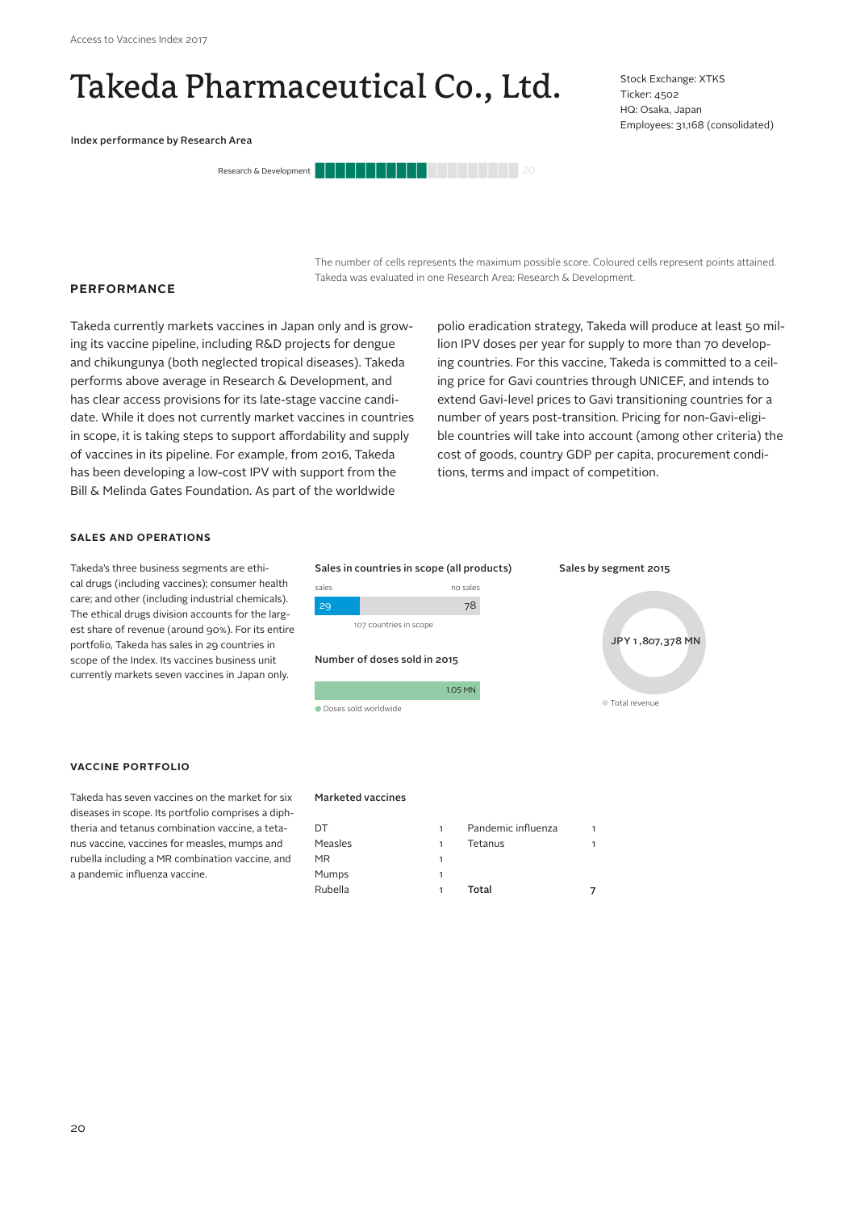# Takeda Pharmaceutical Co., Ltd.

Stock Exchange: XTKS
Ticker: 4502
HQ: Osaka, Japan
Employees: 31,168 (consolidated)

Index performance by Research Area

Research & Development — 20

The number of cells represents the maximum possible score. Coloured cells represent points attained. Takeda was evaluated in one Research Area: Research & Development.

## PERFORMANCE

Takeda currently markets vaccines in Japan only and is growing its vaccine pipeline, including R&D projects for dengue and chikungunya (both neglected tropical diseases). Takeda performs above average in Research & Development, and has clear access provisions for its late-stage vaccine candidate. While it does not currently market vaccines in countries in scope, it is taking steps to support affordability and supply of vaccines in its pipeline. For example, from 2016, Takeda has been developing a low-cost IPV with support from the Bill & Melinda Gates Foundation. As part of the worldwide polio eradication strategy, Takeda will produce at least 50 million IPV doses per year for supply to more than 70 developing countries. For this vaccine, Takeda is committed to a ceiling price for Gavi countries through UNICEF, and intends to extend Gavi-level prices to Gavi transitioning countries for a number of years post-transition. Pricing for non-Gavi-eligible countries will take into account (among other criteria) the cost of goods, country GDP per capita, procurement conditions, terms and impact of competition.

### SALES AND OPERATIONS

Takeda's three business segments are ethical drugs (including vaccines); consumer health care; and other (including industrial chemicals). The ethical drugs division accounts for the largest share of revenue (around 90%). For its entire portfolio, Takeda has sales in 29 countries in scope of the Index. Its vaccines business unit currently markets seven vaccines in Japan only.

**Sales in countries in scope (all products)**

| sales | no sales |
| --- | --- |
| 29 | 78 |

107 countries in scope

**Number of doses sold in 2015**

1.05 MN

Doses sold worldwide

**Sales by segment 2015**

JPY 1,807,378 MN

Total revenue

### VACCINE PORTFOLIO

Takeda has seven vaccines on the market for six diseases in scope. Its portfolio comprises a diphtheria and tetanus combination vaccine, a tetanus vaccine, vaccines for measles, mumps and rubella including a MR combination vaccine, and a pandemic influenza vaccine.

**Marketed vaccines**

| Vaccine | Number | Vaccine | Number |
| --- | --- | --- | --- |
| DT | 1 | Pandemic influenza | 1 |
| Measles | 1 | Tetanus | 1 |
| MR | 1 | | |
| Mumps | 1 | | |
| Rubella | 1 | **Total** | **7** |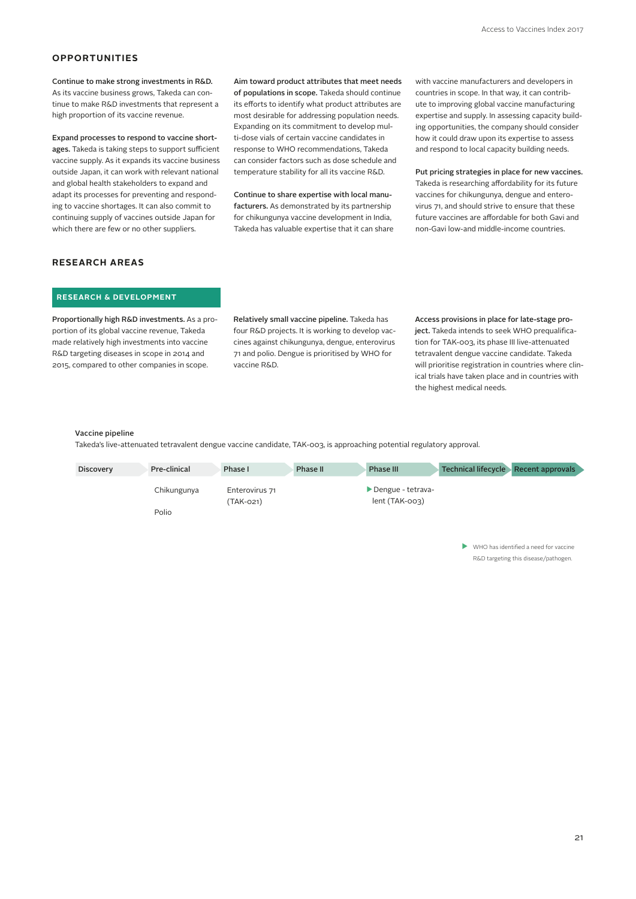## OPPORTUNITIES

**Continue to make strong investments in R&D.** As its vaccine business grows, Takeda can continue to make R&D investments that represent a high proportion of its vaccine revenue.

**Expand processes to respond to vaccine shortages.** Takeda is taking steps to support sufficient vaccine supply. As it expands its vaccine business outside Japan, it can work with relevant national and global health stakeholders to expand and adapt its processes for preventing and responding to vaccine shortages. It can also commit to continuing supply of vaccines outside Japan for which there are few or no other suppliers.

**Aim toward product attributes that meet needs of populations in scope.** Takeda should continue its efforts to identify what product attributes are most desirable for addressing population needs. Expanding on its commitment to develop multi-dose vials of certain vaccine candidates in response to WHO recommendations, Takeda can consider factors such as dose schedule and temperature stability for all its vaccine R&D.

**Continue to share expertise with local manufacturers.** As demonstrated by its partnership for chikungunya vaccine development in India, Takeda has valuable expertise that it can share with vaccine manufacturers and developers in countries in scope. In that way, it can contribute to improving global vaccine manufacturing expertise and supply. In assessing capacity building opportunities, the company should consider how it could draw upon its expertise to assess and respond to local capacity building needs.

**Put pricing strategies in place for new vaccines.** Takeda is researching affordability for its future vaccines for chikungunya, dengue and enterovirus 71, and should strive to ensure that these future vaccines are affordable for both Gavi and non-Gavi low-and middle-income countries.

## RESEARCH AREAS

### RESEARCH & DEVELOPMENT

**Proportionally high R&D investments.** As a proportion of its global vaccine revenue, Takeda made relatively high investments into vaccine R&D targeting diseases in scope in 2014 and 2015, compared to other companies in scope.

**Relatively small vaccine pipeline.** Takeda has four R&D projects. It is working to develop vaccines against chikungunya, dengue, enterovirus 71 and polio. Dengue is prioritised by WHO for vaccine R&D.

**Access provisions in place for late-stage project.** Takeda intends to seek WHO prequalification for TAK-003, its phase III live-attenuated tetravalent dengue vaccine candidate. Takeda will prioritise registration in countries where clinical trials have taken place and in countries with the highest medical needs.

Vaccine pipeline

Takeda's live-attenuated tetravalent dengue vaccine candidate, TAK-003, is approaching potential regulatory approval.

| Discovery | Pre-clinical | Phase I | Phase II | Phase III | Technical lifecycle | Recent approvals |
|---|---|---|---|---|---|---|
| | Chikungunya | Enterovirus 71 (TAK-021) | | ▶ Dengue - tetravalent (TAK-003) | | |
| | Polio | | | | | |

▶ WHO has identified a need for vaccine R&D targeting this disease/pathogen.